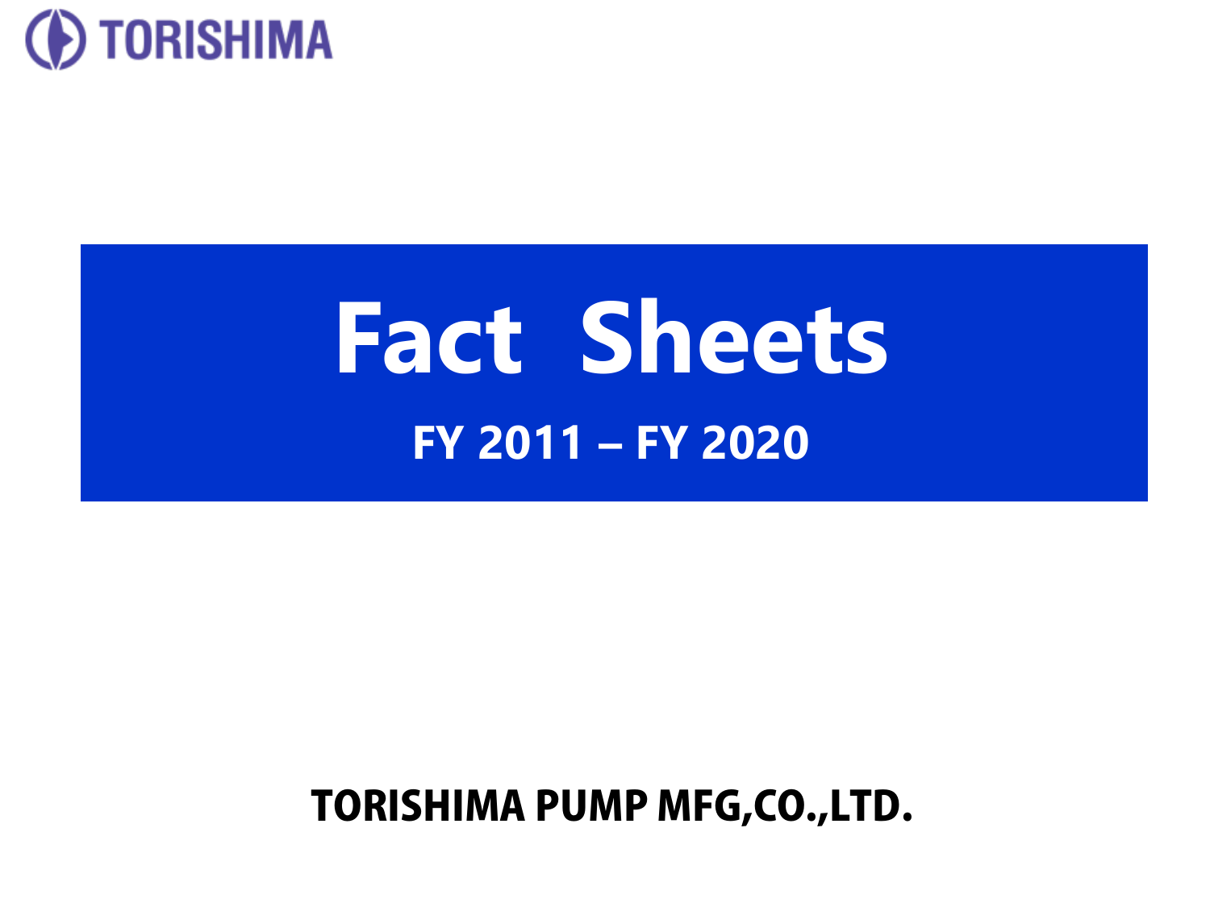TORISHIMA

# Fact Sheets

## FY 2011 – FY 2020

**TORISHIMA PUMP MFG,CO.,LTD.**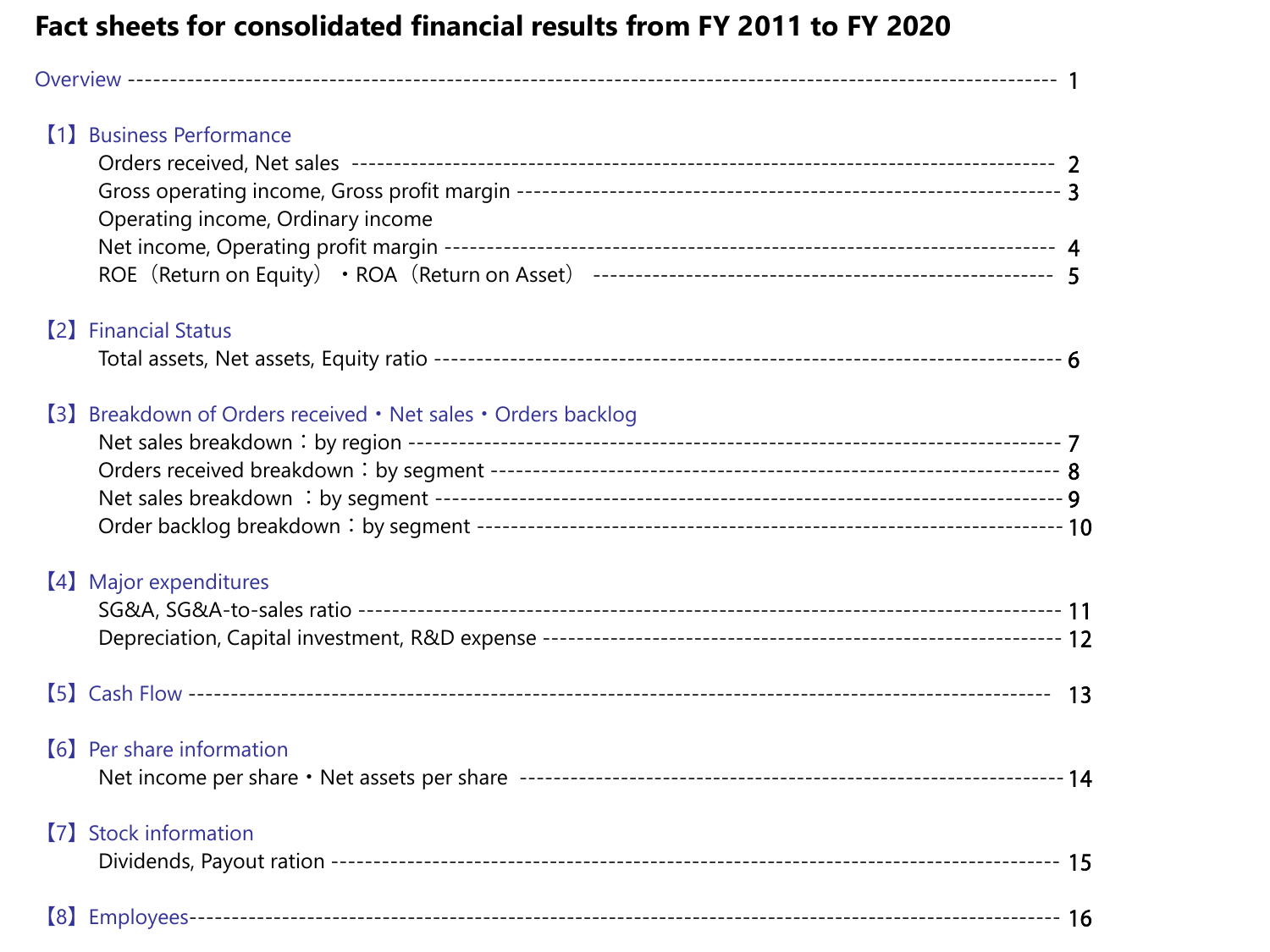# Fact sheets for consolidated financial results from FY 2011 to FY 2020

Overview ---------------------------------------------------------------------------------------------------- 1

【1】Business Performance

- Orders received, Net sales ---------------------------------------------------------------------------- 2
- Gross operating income, Gross profit margin ------------------------------------------------------------- 3
- Operating income, Ordinary income
- Net income, Operating profit margin -------------------------------------------------------------------- 4
- ROE（Return on Equity）・ROA（Return on Asset） ------------------------------------------------------ 5

【2】Financial Status

- Total assets, Net assets, Equity ratio ----------------------------------------------------------------- 6

【3】Breakdown of Orders received・Net sales・Orders backlog

- Net sales breakdown：by region ---------------------------------------------------------------------- 7
- Orders received breakdown：by segment ------------------------------------------------------------ 8
- Net sales breakdown ：by segment ---------------------------------------------------------------- 9
- Order backlog breakdown：by segment ------------------------------------------------------------ 10

【4】Major expenditures

- SG&A, SG&A-to-sales ratio ------------------------------------------------------------------------------ 11
- Depreciation, Capital investment, R&D expense ------------------------------------------------------- 12

【5】Cash Flow ------------------------------------------------------------------------------------------ 13

【6】Per share information

- Net income per share・Net assets per share ---------------------------------------------------------- 14

【7】Stock information

- Dividends, Payout ration ---------------------------------------------------------------------------- 15

【8】Employees---------------------------------------------------------------------------------------- 16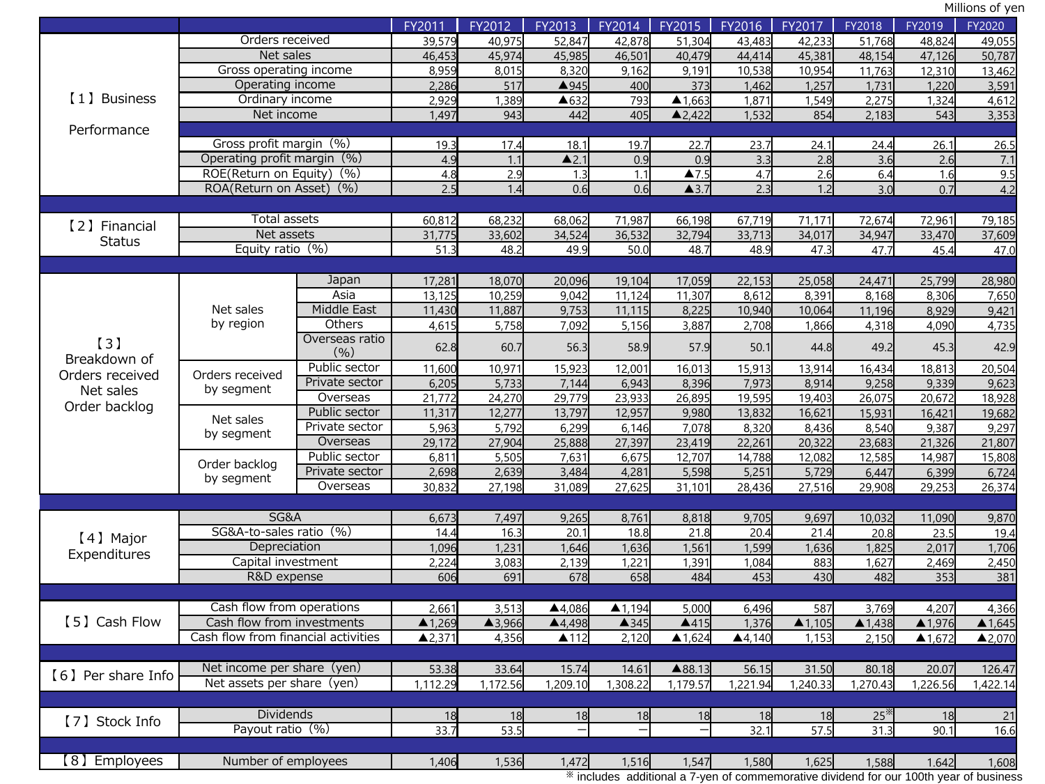Millions of yen

| | | | FY2011 | FY2012 | FY2013 | FY2014 | FY2015 | FY2016 | FY2017 | FY2018 | FY2019 | FY2020 |
|---|---|---|---|---|---|---|---|---|---|---|---|---|
| 【1】Business Performance | Orders received | | 39,579 | 40,975 | 52,847 | 42,878 | 51,304 | 43,483 | 42,233 | 51,768 | 48,824 | 49,055 |
| | Net sales | | 46,453 | 45,974 | 45,985 | 46,501 | 40,479 | 44,414 | 45,381 | 48,154 | 47,126 | 50,787 |
| | Gross operating income | | 8,959 | 8,015 | 8,320 | 9,162 | 9,191 | 10,538 | 10,954 | 11,763 | 12,310 | 13,462 |
| | Operating income | | 2,286 | 517 | ▲945 | 400 | 373 | 1,462 | 1,257 | 1,731 | 1,220 | 3,591 |
| | Ordinary income | | 2,929 | 1,389 | ▲632 | 793 | ▲1,663 | 1,871 | 1,549 | 2,275 | 1,324 | 4,612 |
| | Net income | | 1,497 | 943 | 442 | 405 | ▲2,422 | 1,532 | 854 | 2,183 | 543 | 3,353 |
| | Gross profit margin（%） | | 19.3 | 17.4 | 18.1 | 19.7 | 22.7 | 23.7 | 24.1 | 24.4 | 26.1 | 26.5 |
| | Operating profit margin（%） | | 4.9 | 1.1 | ▲2.1 | 0.9 | 0.9 | 3.3 | 2.8 | 3.6 | 2.6 | 7.1 |
| | ROE(Return on Equity)（%） | | 4.8 | 2.9 | 1.3 | 1.1 | ▲7.5 | 4.7 | 2.6 | 6.4 | 1.6 | 9.5 |
| | ROA(Return on Asset)（%） | | 2.5 | 1.4 | 0.6 | 0.6 | ▲3.7 | 2.3 | 1.2 | 3.0 | 0.7 | 4.2 |
| 【2】Financial Status | Total assets | | 60,812 | 68,232 | 68,062 | 71,987 | 66,198 | 67,719 | 71,171 | 72,674 | 72,961 | 79,185 |
| | Net assets | | 31,775 | 33,602 | 34,524 | 36,532 | 32,794 | 33,713 | 34,017 | 34,947 | 33,470 | 37,609 |
| | Equity ratio（%） | | 51.3 | 48.2 | 49.9 | 50.0 | 48.7 | 48.9 | 47.3 | 47.7 | 45.4 | 47.0 |
| 【3】Breakdown of Orders received Net sales Order backlog | Net sales by region | Japan | 17,281 | 18,070 | 20,096 | 19,104 | 17,059 | 22,153 | 25,058 | 24,471 | 25,799 | 28,980 |
| | | Asia | 13,125 | 10,259 | 9,042 | 11,124 | 11,307 | 8,612 | 8,391 | 8,168 | 8,306 | 7,650 |
| | | Middle East | 11,430 | 11,887 | 9,753 | 11,115 | 8,225 | 10,940 | 10,064 | 11,196 | 8,929 | 9,421 |
| | | Others | 4,615 | 5,758 | 7,092 | 5,156 | 3,887 | 2,708 | 1,866 | 4,318 | 4,090 | 4,735 |
| | | Overseas ratio (%) | 62.8 | 60.7 | 56.3 | 58.9 | 57.9 | 50.1 | 44.8 | 49.2 | 45.3 | 42.9 |
| | Orders received by segment | Public sector | 11,600 | 10,971 | 15,923 | 12,001 | 16,013 | 15,913 | 13,914 | 16,434 | 18,813 | 20,504 |
| | | Private sector | 6,205 | 5,733 | 7,144 | 6,943 | 8,396 | 7,973 | 8,914 | 9,258 | 9,339 | 9,623 |
| | | Overseas | 21,772 | 24,270 | 29,779 | 23,933 | 26,895 | 19,595 | 19,403 | 26,075 | 20,672 | 18,928 |
| | Net sales by segment | Public sector | 11,317 | 12,277 | 13,797 | 12,957 | 9,980 | 13,832 | 16,621 | 15,931 | 16,421 | 19,682 |
| | | Private sector | 5,963 | 5,792 | 6,299 | 6,146 | 7,078 | 8,320 | 8,436 | 8,540 | 9,387 | 9,297 |
| | | Overseas | 29,172 | 27,904 | 25,888 | 27,397 | 23,419 | 22,261 | 20,322 | 23,683 | 21,326 | 21,807 |
| | Order backlog by segment | Public sector | 6,811 | 5,505 | 7,631 | 6,675 | 12,707 | 14,788 | 12,082 | 12,585 | 14,987 | 15,808 |
| | | Private sector | 2,698 | 2,639 | 3,484 | 4,281 | 5,598 | 5,251 | 5,729 | 6,447 | 6,399 | 6,724 |
| | | Overseas | 30,832 | 27,198 | 31,089 | 27,625 | 31,101 | 28,436 | 27,516 | 29,908 | 29,253 | 26,374 |
| 【4】Major Expenditures | SG&A | | 6,673 | 7,497 | 9,265 | 8,761 | 8,818 | 9,705 | 9,697 | 10,032 | 11,090 | 9,870 |
| | SG&A-to-sales ratio（%） | | 14.4 | 16.3 | 20.1 | 18.8 | 21.8 | 20.4 | 21.4 | 20.8 | 23.5 | 19.4 |
| | Depreciation | | 1,096 | 1,231 | 1,646 | 1,636 | 1,561 | 1,599 | 1,636 | 1,825 | 2,017 | 1,706 |
| | Capital investment | | 2,224 | 3,083 | 2,139 | 1,221 | 1,391 | 1,084 | 883 | 1,627 | 2,469 | 2,450 |
| | R&D expense | | 606 | 691 | 678 | 658 | 484 | 453 | 430 | 482 | 353 | 381 |
| 【5】Cash Flow | Cash flow from operations | | 2,661 | 3,513 | ▲4,086 | ▲1,194 | 5,000 | 6,496 | 587 | 3,769 | 4,207 | 4,366 |
| | Cash flow from investments | | ▲1,269 | ▲3,966 | ▲4,498 | ▲345 | ▲415 | 1,376 | ▲1,105 | ▲1,438 | ▲1,976 | ▲1,645 |
| | Cash flow from financial activities | | ▲2,371 | 4,356 | ▲112 | 2,120 | ▲1,624 | ▲4,140 | 1,153 | 2,150 | ▲1,672 | ▲2,070 |
| 【6】Per share Info | Net income per share（yen） | | 53.38 | 33.64 | 15.74 | 14.61 | ▲88.13 | 56.15 | 31.50 | 80.18 | 20.07 | 126.47 |
| | Net assets per share（yen） | | 1,112.29 | 1,172.56 | 1,209.10 | 1,308.22 | 1,179.57 | 1,221.94 | 1,240.33 | 1,270.43 | 1,226.56 | 1,422.14 |
| 【7】Stock Info | Dividends | | 18 | 18 | 18 | 18 | 18 | 18 | 18 | 25※ | 18 | 21 |
| | Payout ratio（%） | | 33.7 | 53.5 | － | － | － | 32.1 | 57.5 | 31.3 | 90.1 | 16.6 |
| 【8】Employees | Number of employees | | 1,406 | 1,536 | 1,472 | 1,516 | 1,547 | 1,580 | 1,625 | 1,588 | 1,642 | 1,608 |

※ includes additional a 7-yen of commemorative dividend for our 100th year of business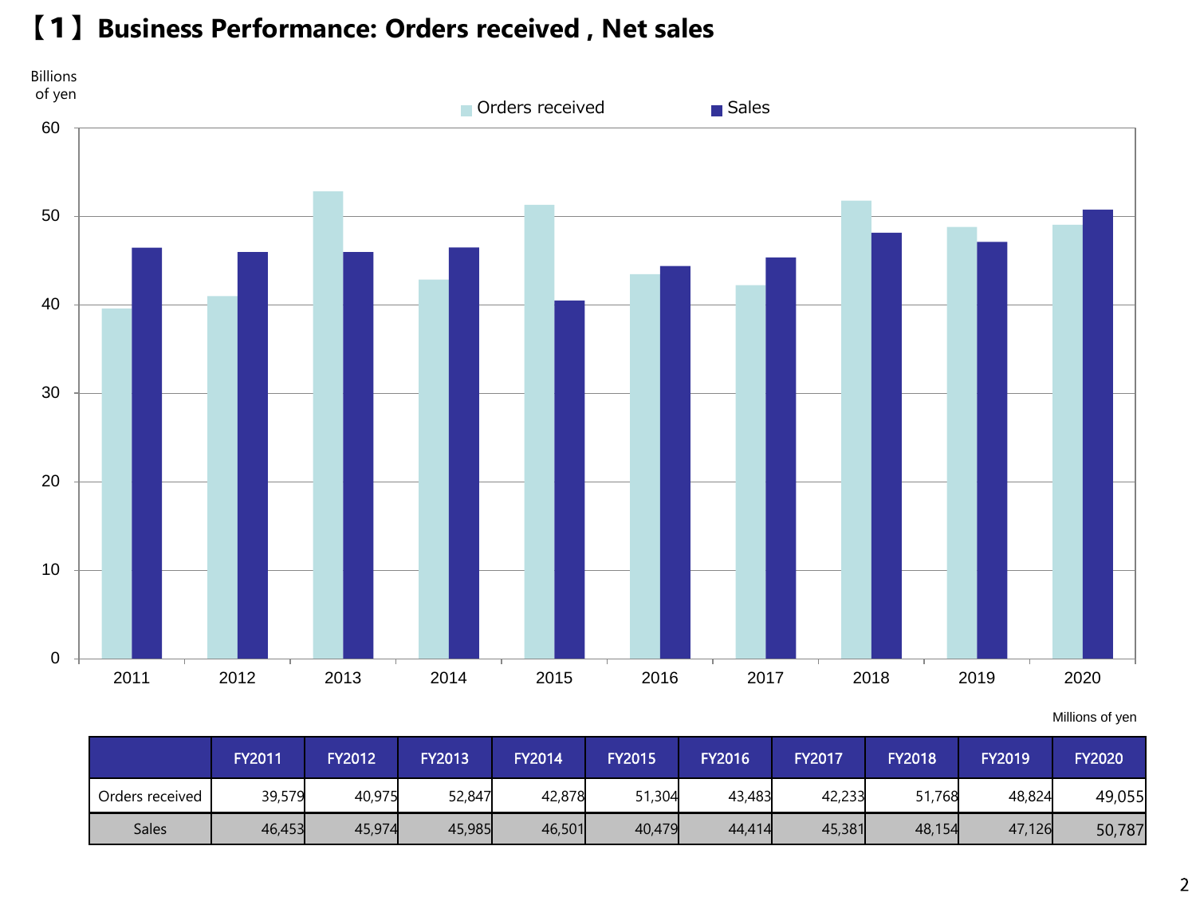# 【1】Business Performance: Orders received , Net sales

Millions of yen

| | FY2011 | FY2012 | FY2013 | FY2014 | FY2015 | FY2016 | FY2017 | FY2018 | FY2019 | FY2020 |
|---|---|---|---|---|---|---|---|---|---|---|
| Orders received | 39,579 | 40,975 | 52,847 | 42,878 | 51,304 | 43,483 | 42,233 | 51,768 | 48,824 | 49,055 |
| Sales | 46,453 | 45,974 | 45,985 | 46,501 | 40,479 | 44,414 | 45,381 | 48,154 | 47,126 | 50,787 |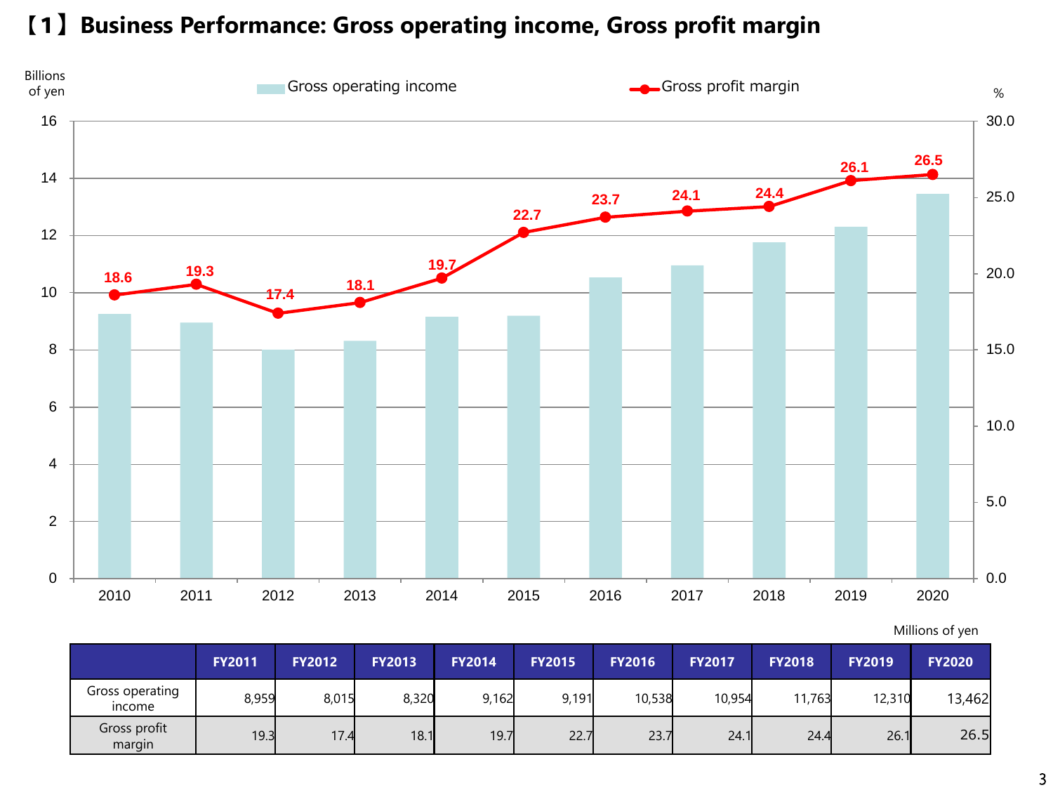# 【1】Business Performance: Gross operating income, Gross profit margin

Millions of yen

| | FY2011 | FY2012 | FY2013 | FY2014 | FY2015 | FY2016 | FY2017 | FY2018 | FY2019 | FY2020 |
|---|---|---|---|---|---|---|---|---|---|---|
| Gross operating income | 8,959 | 8,015 | 8,320 | 9,162 | 9,191 | 10,538 | 10,954 | 11,763 | 12,310 | 13,462 |
| Gross profit margin | 19.3 | 17.4 | 18.1 | 19.7 | 22.7 | 23.7 | 24.1 | 24.4 | 26.1 | 26.5 |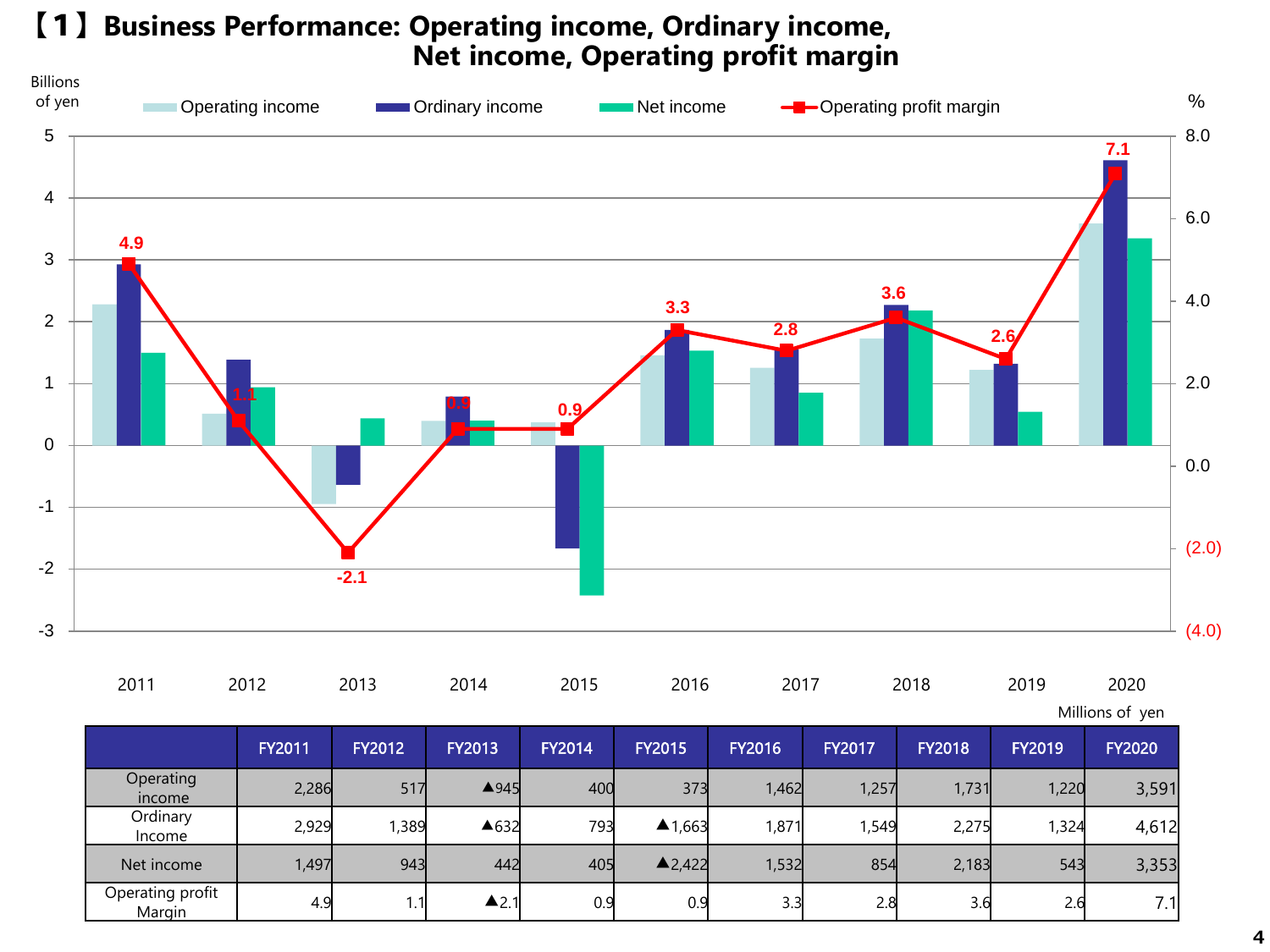# 【1】Business Performance: Operating income, Ordinary income, Net income, Operating profit margin

Billions of yen

Operating income / Ordinary income / Net income / Operating profit margin

%

Millions of yen

| | FY2011 | FY2012 | FY2013 | FY2014 | FY2015 | FY2016 | FY2017 | FY2018 | FY2019 | FY2020 |
|---|---|---|---|---|---|---|---|---|---|---|
| Operating income | 2,286 | 517 | ▲945 | 400 | 373 | 1,462 | 1,257 | 1,731 | 1,220 | 3,591 |
| Ordinary Income | 2,929 | 1,389 | ▲632 | 793 | ▲1,663 | 1,871 | 1,549 | 2,275 | 1,324 | 4,612 |
| Net income | 1,497 | 943 | 442 | 405 | ▲2,422 | 1,532 | 854 | 2,183 | 543 | 3,353 |
| Operating profit Margin | 4.9 | 1.1 | ▲2.1 | 0.9 | 0.9 | 3.3 | 2.8 | 3.6 | 2.6 | 7.1 |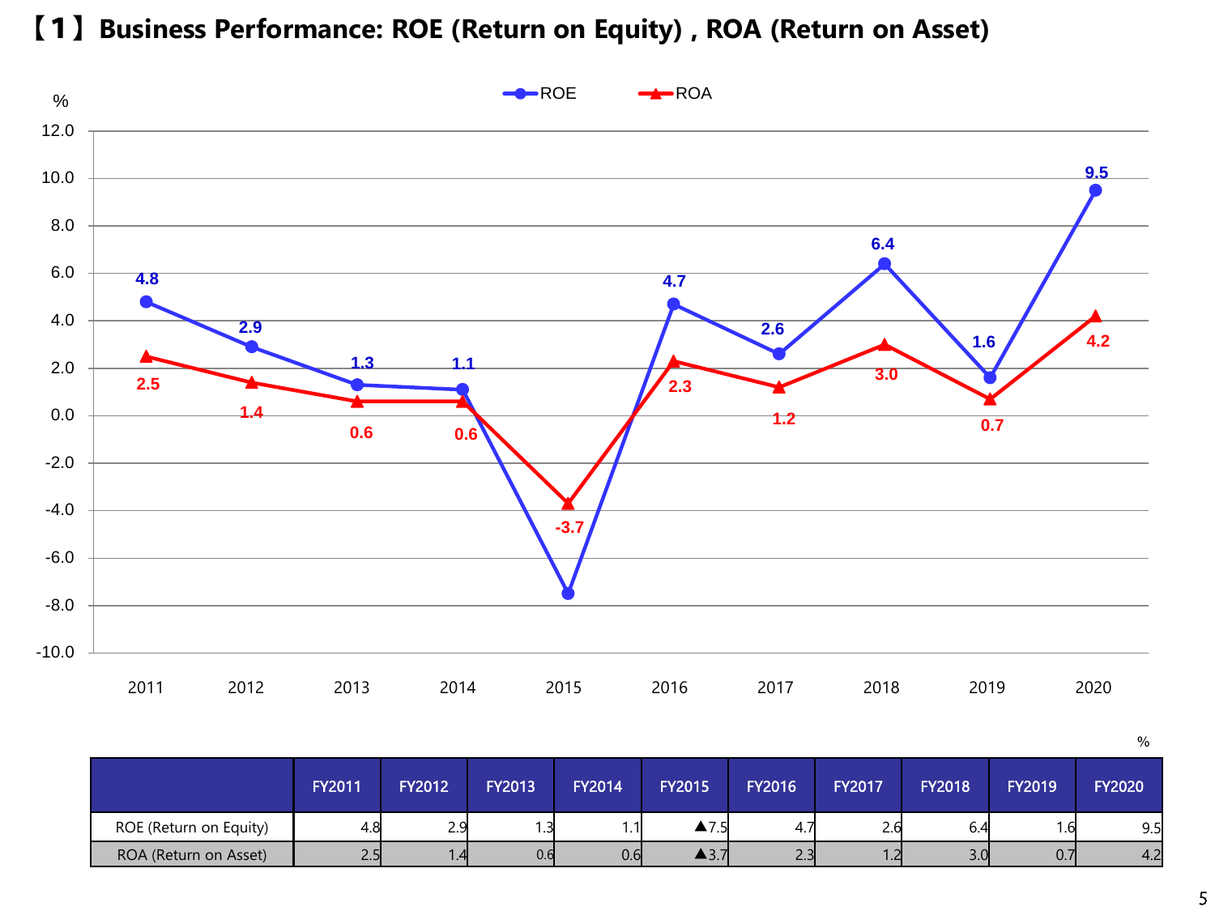# 【1】Business Performance: ROE (Return on Equity) , ROA (Return on Asset)

%

| | FY2011 | FY2012 | FY2013 | FY2014 | FY2015 | FY2016 | FY2017 | FY2018 | FY2019 | FY2020 |
|---|---|---|---|---|---|---|---|---|---|---|
| ROE (Return on Equity) | 4.8 | 2.9 | 1.3 | 1.1 | ▲7.5 | 4.7 | 2.6 | 6.4 | 1.6 | 9.5 |
| ROA (Return on Asset) | 2.5 | 1.4 | 0.6 | 0.6 | ▲3.7 | 2.3 | 1.2 | 3.0 | 0.7 | 4.2 |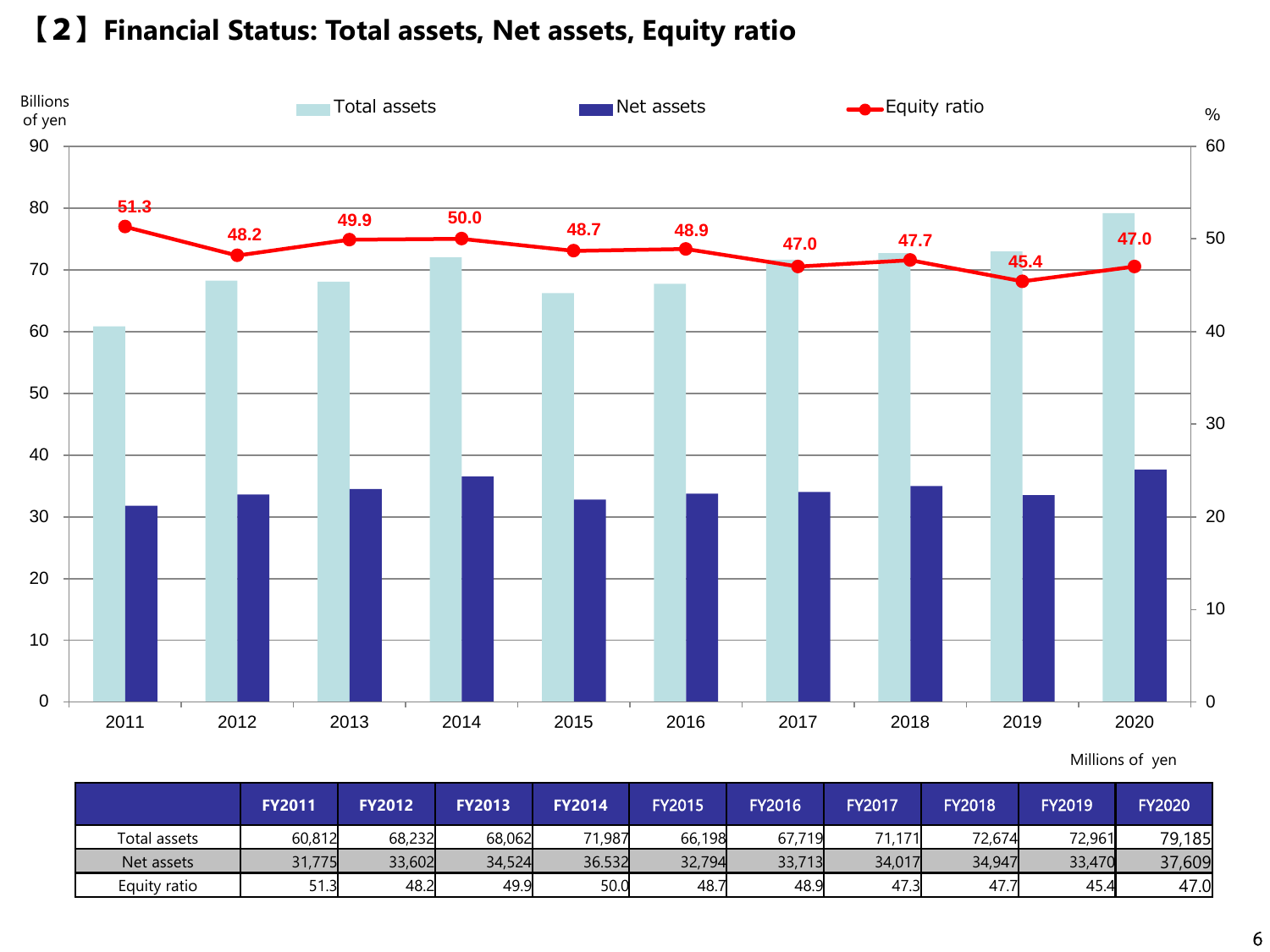# 【2】Financial Status: Total assets, Net assets, Equity ratio

Millions of yen

| | FY2011 | FY2012 | FY2013 | FY2014 | FY2015 | FY2016 | FY2017 | FY2018 | FY2019 | FY2020 |
|---|---|---|---|---|---|---|---|---|---|---|
| Total assets | 60,812 | 68,232 | 68,062 | 71,987 | 66,198 | 67,719 | 71,171 | 72,674 | 72,961 | 79,185 |
| Net assets | 31,775 | 33,602 | 34,524 | 36.532 | 32,794 | 33,713 | 34,017 | 34,947 | 33,470 | 37,609 |
| Equity ratio | 51.3 | 48.2 | 49.9 | 50.0 | 48.7 | 48.9 | 47.3 | 47.7 | 45.4 | 47.0 |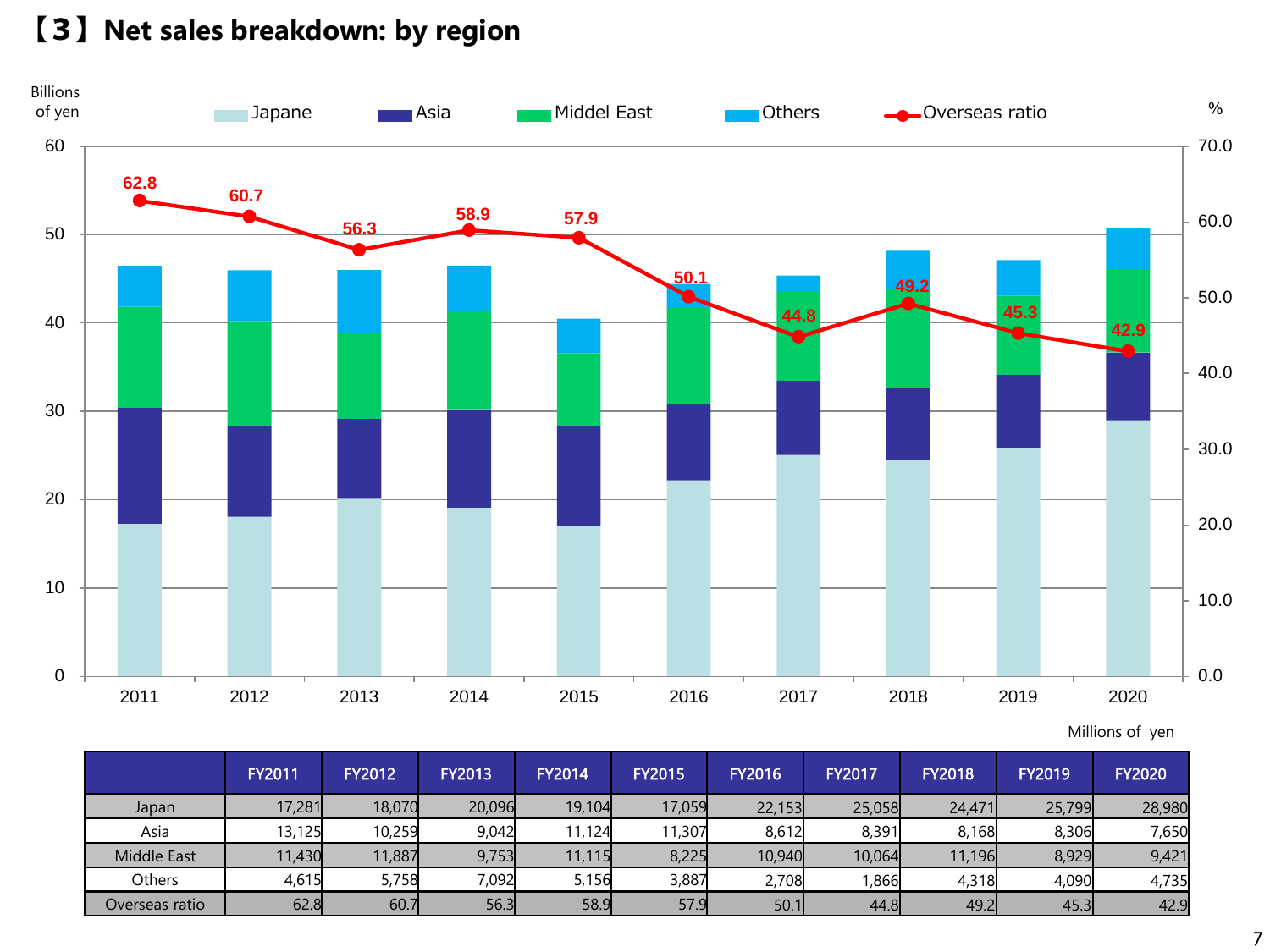## 【3】Net sales breakdown: by region

Billions of yen

Japane / Asia / Middel East / Others / Overseas ratio (%)

Millions of yen

| | FY2011 | FY2012 | FY2013 | FY2014 | FY2015 | FY2016 | FY2017 | FY2018 | FY2019 | FY2020 |
|---|---|---|---|---|---|---|---|---|---|---|
| Japan | 17,281 | 18,070 | 20,096 | 19,104 | 17,059 | 22,153 | 25,058 | 24,471 | 25,799 | 28,980 |
| Asia | 13,125 | 10,259 | 9,042 | 11,124 | 11,307 | 8,612 | 8,391 | 8,168 | 8,306 | 7,650 |
| Middle East | 11,430 | 11,887 | 9,753 | 11,115 | 8,225 | 10,940 | 10,064 | 11,196 | 8,929 | 9,421 |
| Others | 4,615 | 5,758 | 7,092 | 5,156 | 3,887 | 2,708 | 1,866 | 4,318 | 4,090 | 4,735 |
| Overseas ratio | 62.8 | 60.7 | 56.3 | 58.9 | 57.9 | 50.1 | 44.8 | 49.2 | 45.3 | 42.9 |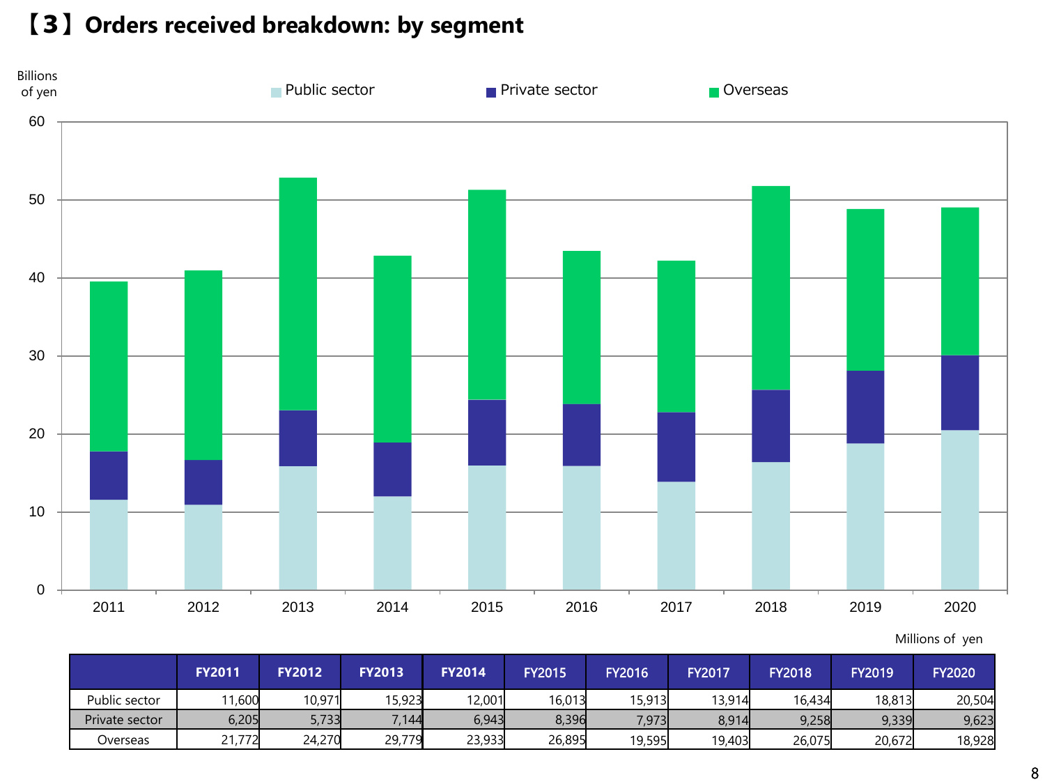## 【3】Orders received breakdown: by segment

Billions of yen

Public sector　Private sector　Overseas

Millions of yen

| | FY2011 | FY2012 | FY2013 | FY2014 | FY2015 | FY2016 | FY2017 | FY2018 | FY2019 | FY2020 |
|---|---|---|---|---|---|---|---|---|---|---|
| Public sector | 11,600 | 10,971 | 15,923 | 12,001 | 16,013 | 15,913 | 13,914 | 16,434 | 18,813 | 20,504 |
| Private sector | 6,205 | 5,733 | 7,144 | 6,943 | 8,396 | 7,973 | 8,914 | 9,258 | 9,339 | 9,623 |
| Overseas | 21,772 | 24,270 | 29,779 | 23,933 | 26,895 | 19,595 | 19,403 | 26,075 | 20,672 | 18,928 |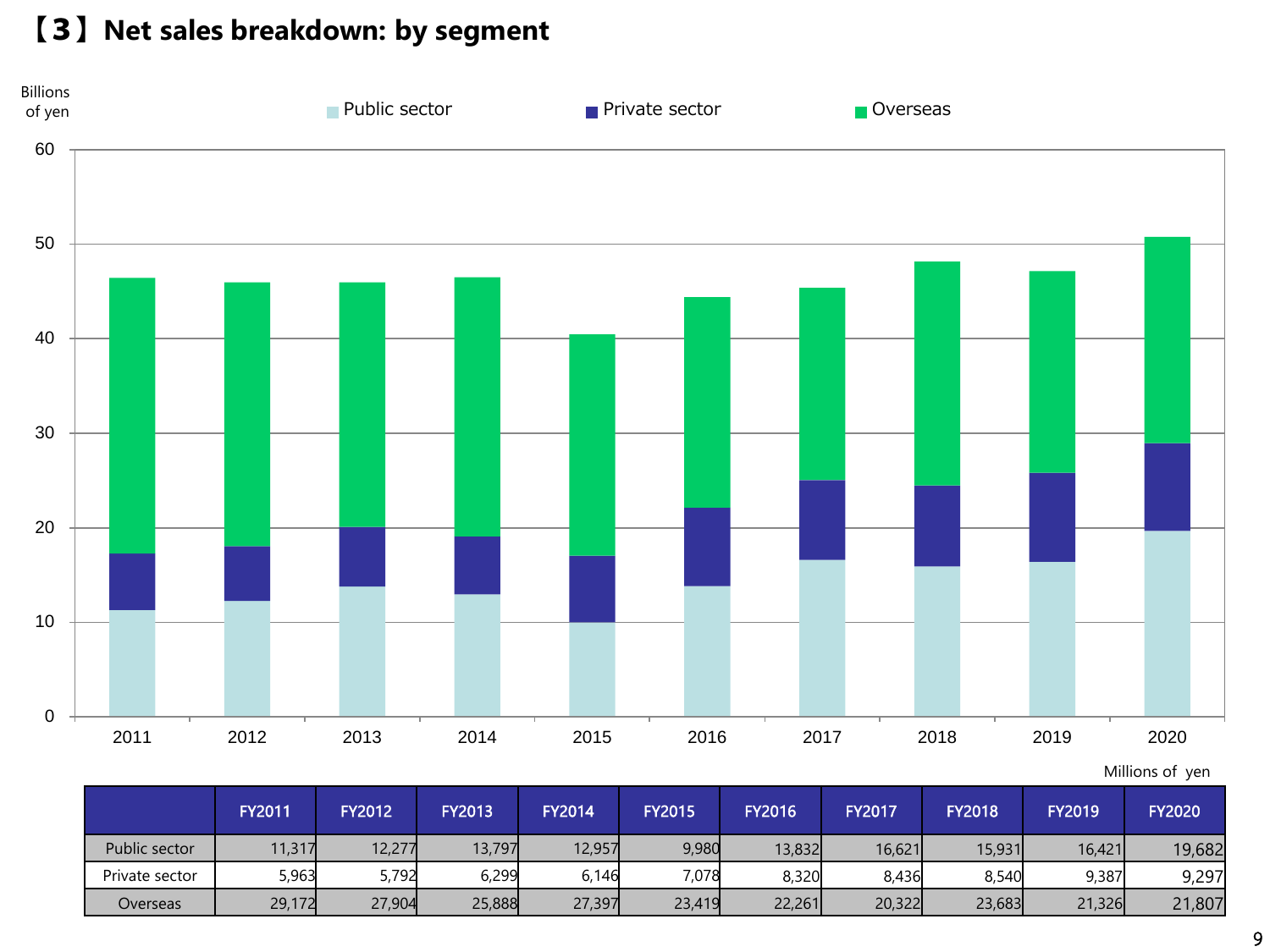# 【3】Net sales breakdown: by segment

Billions of yen

Public sector / Private sector / Overseas

Millions of yen

| | FY2011 | FY2012 | FY2013 | FY2014 | FY2015 | FY2016 | FY2017 | FY2018 | FY2019 | FY2020 |
|---|---|---|---|---|---|---|---|---|---|---|
| Public sector | 11,317 | 12,277 | 13,797 | 12,957 | 9,980 | 13,832 | 16,621 | 15,931 | 16,421 | 19,682 |
| Private sector | 5,963 | 5,792 | 6,299 | 6,146 | 7,078 | 8,320 | 8,436 | 8,540 | 9,387 | 9,297 |
| Overseas | 29,172 | 27,904 | 25,888 | 27,397 | 23,419 | 22,261 | 20,322 | 23,683 | 21,326 | 21,807 |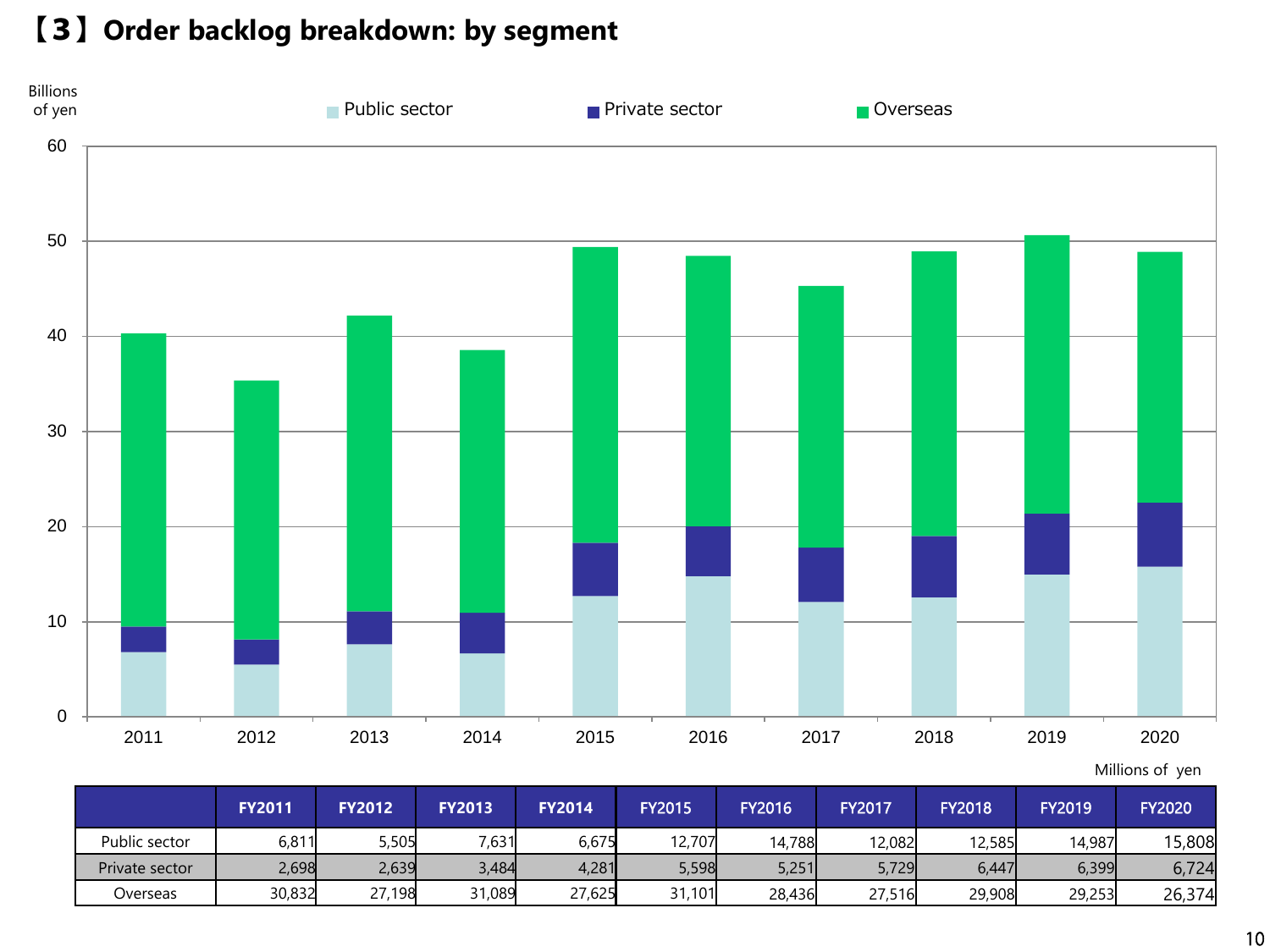# 【3】Order backlog breakdown: by segment

Millions of yen

| | FY2011 | FY2012 | FY2013 | FY2014 | FY2015 | FY2016 | FY2017 | FY2018 | FY2019 | FY2020 |
|---|---|---|---|---|---|---|---|---|---|---|
| Public sector | 6,811 | 5,505 | 7,631 | 6,675 | 12,707 | 14,788 | 12,082 | 12,585 | 14,987 | 15,808 |
| Private sector | 2,698 | 2,639 | 3,484 | 4,281 | 5,598 | 5,251 | 5,729 | 6,447 | 6,399 | 6,724 |
| Overseas | 30,832 | 27,198 | 31,089 | 27,625 | 31,101 | 28,436 | 27,516 | 29,908 | 29,253 | 26,374 |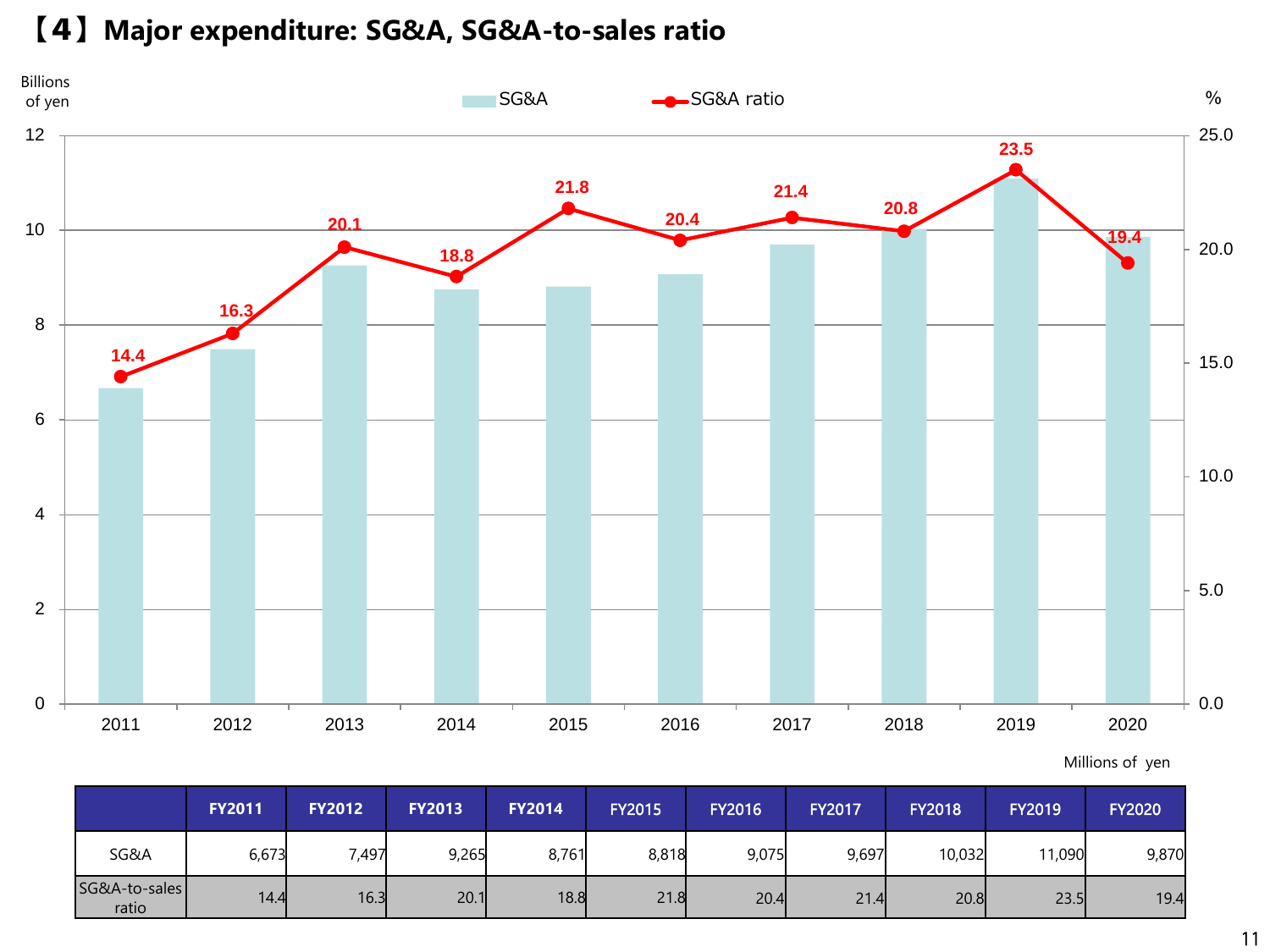# 【4】Major expenditure: SG&A, SG&A-to-sales ratio

Millions of yen

| | FY2011 | FY2012 | FY2013 | FY2014 | FY2015 | FY2016 | FY2017 | FY2018 | FY2019 | FY2020 |
|---|---|---|---|---|---|---|---|---|---|---|
| SG&A | 6,673 | 7,497 | 9,265 | 8,761 | 8,818 | 9,075 | 9,697 | 10,032 | 11,090 | 9,870 |
| SG&A-to-sales ratio | 14.4 | 16.3 | 20.1 | 18.8 | 21.8 | 20.4 | 21.4 | 20.8 | 23.5 | 19.4 |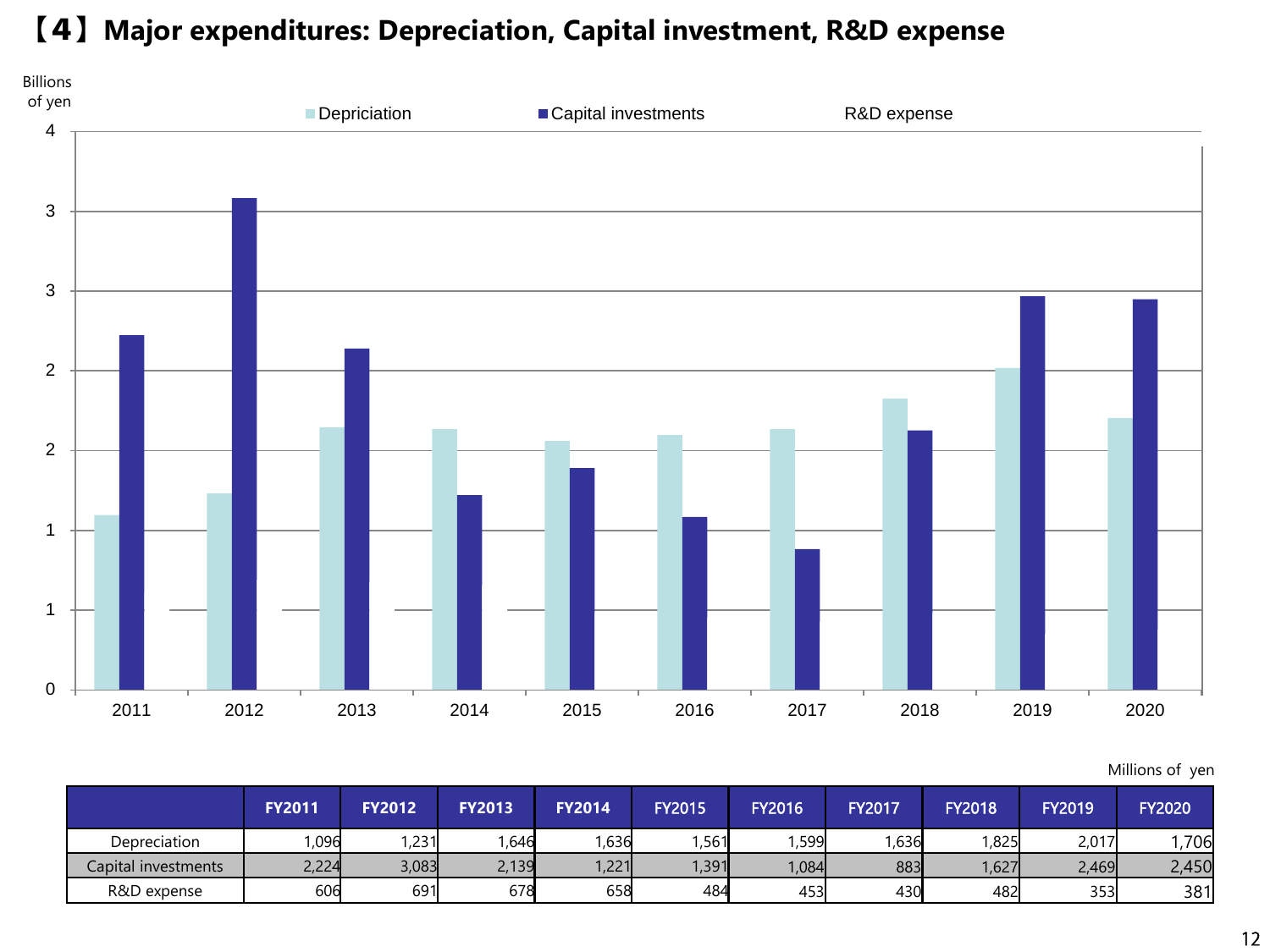# 【4】Major expenditures: Depreciation, Capital investment, R&D expense

Millions of yen

| | FY2011 | FY2012 | FY2013 | FY2014 | FY2015 | FY2016 | FY2017 | FY2018 | FY2019 | FY2020 |
|---|---|---|---|---|---|---|---|---|---|---|
| Depreciation | 1,096 | 1,231 | 1,646 | 1,636 | 1,561 | 1,599 | 1,636 | 1,825 | 2,017 | 1,706 |
| Capital investments | 2,224 | 3,083 | 2,139 | 1,221 | 1,391 | 1,084 | 883 | 1,627 | 2,469 | 2,450 |
| R&D expense | 606 | 691 | 678 | 658 | 484 | 453 | 430 | 482 | 353 | 381 |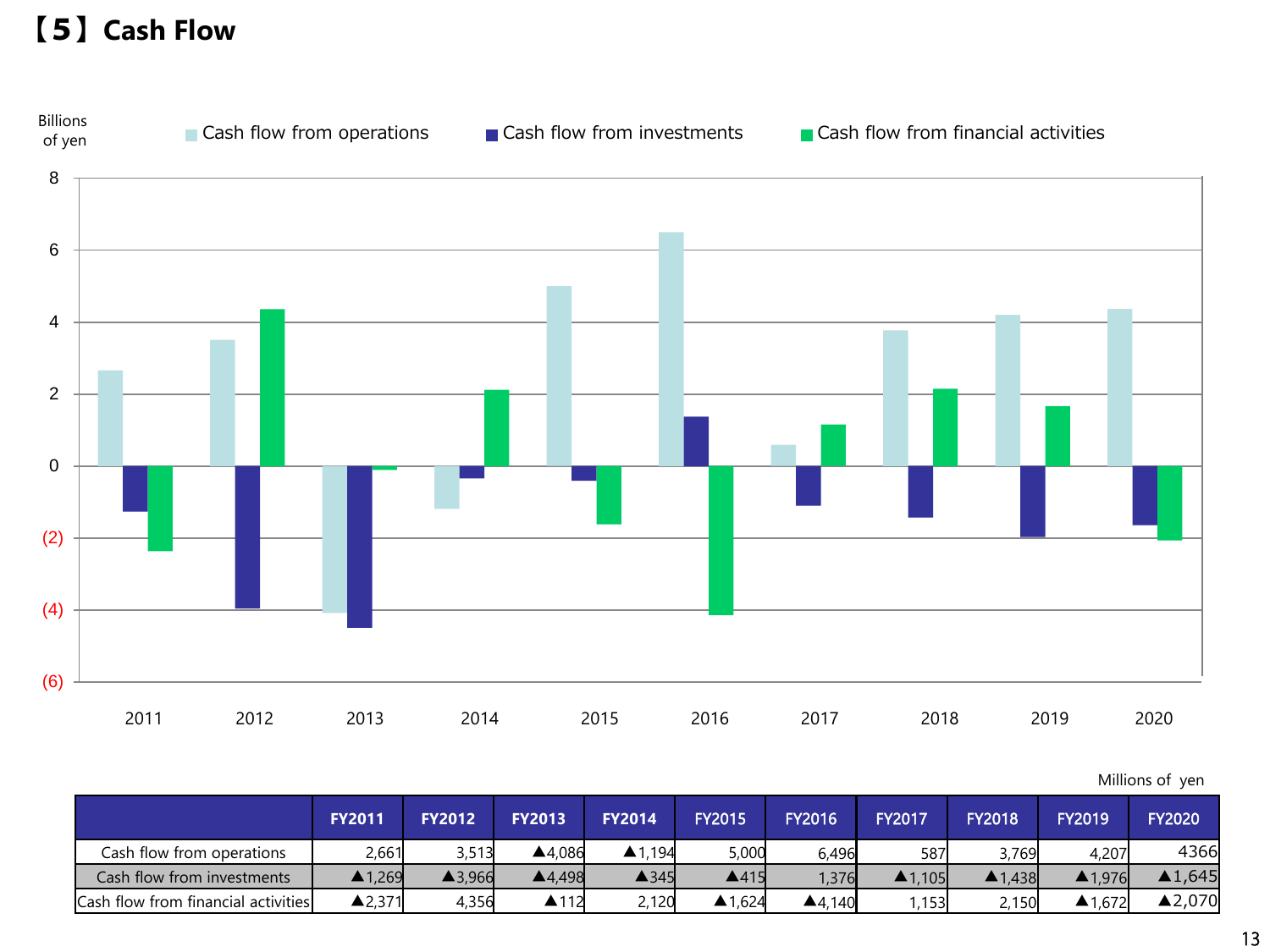# 【5】Cash Flow

Billions of yen

■ Cash flow from operations ■ Cash flow from investments ■ Cash flow from financial activities

Millions of yen

| | FY2011 | FY2012 | FY2013 | FY2014 | FY2015 | FY2016 | FY2017 | FY2018 | FY2019 | FY2020 |
|---|---|---|---|---|---|---|---|---|---|---|
| Cash flow from operations | 2,661 | 3,513 | ▲4,086 | ▲1,194 | 5,000 | 6,496 | 587 | 3,769 | 4,207 | 4366 |
| Cash flow from investments | ▲1,269 | ▲3,966 | ▲4,498 | ▲345 | ▲415 | 1,376 | ▲1,105 | ▲1,438 | ▲1,976 | ▲1,645 |
| Cash flow from financial activities | ▲2,371 | 4,356 | ▲112 | 2,120 | ▲1,624 | ▲4,140 | 1,153 | 2,150 | ▲1,672 | ▲2,070 |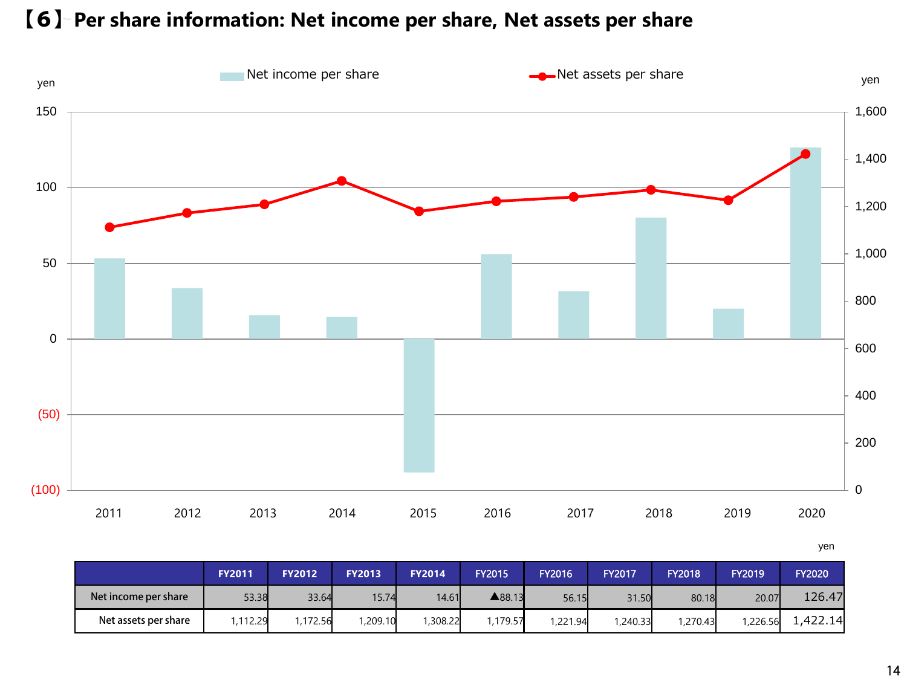## 【6】Per share information: Net income per share, Net assets per share

yen

| | FY2011 | FY2012 | FY2013 | FY2014 | FY2015 | FY2016 | FY2017 | FY2018 | FY2019 | FY2020 |
|---|---|---|---|---|---|---|---|---|---|---|
| Net income per share | 53.38 | 33.64 | 15.74 | 14.61 | ▲88.13 | 56.15 | 31.50 | 80.18 | 20.07 | 126.47 |
| Net assets per share | 1,112.29 | 1,172.56 | 1,209.10 | 1,308.22 | 1,179.57 | 1,221.94 | 1,240.33 | 1,270.43 | 1,226.56 | 1,422.14 |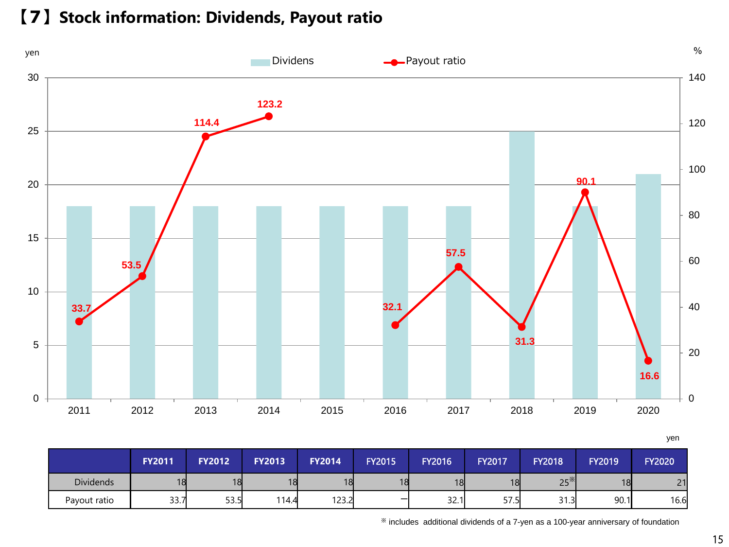# 【7】Stock information: Dividends, Payout ratio

yen

|  | FY2011 | FY2012 | FY2013 | FY2014 | FY2015 | FY2016 | FY2017 | FY2018 | FY2019 | FY2020 |
|---|---|---|---|---|---|---|---|---|---|---|
| Dividends | 18 | 18 | 18 | 18 | 18 | 18 | 18 | 25※ | 18 | 21 |
| Payout ratio | 33.7 | 53.5 | 114.4 | 123.2 | ー | 32.1 | 57.5 | 31.3 | 90.1 | 16.6 |

※ includes additional dividends of a 7-yen as a 100-year anniversary of foundation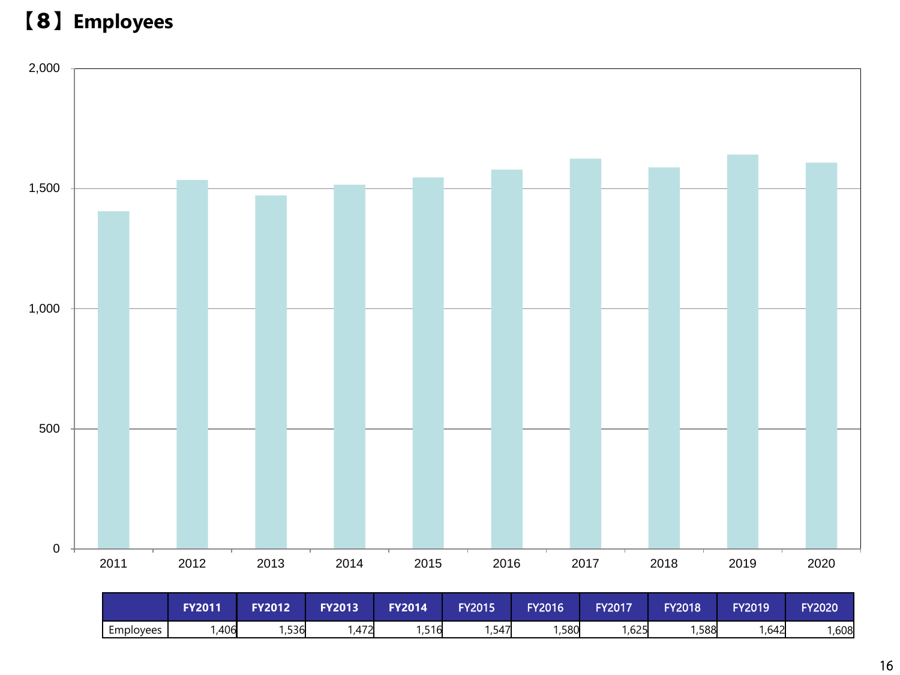# 【8】Employees

2,000
1,500
1,000
500
0

2011
2012
2013
2014
2015
2016
2017
2018
2019
2020

| | FY2011 | FY2012 | FY2013 | FY2014 | FY2015 | FY2016 | FY2017 | FY2018 | FY2019 | FY2020 |
|---|---|---|---|---|---|---|---|---|---|---|
| Employees | 1,406 | 1,536 | 1,472 | 1,516 | 1,547 | 1,580 | 1,625 | 1,588 | 1,642 | 1,608 |